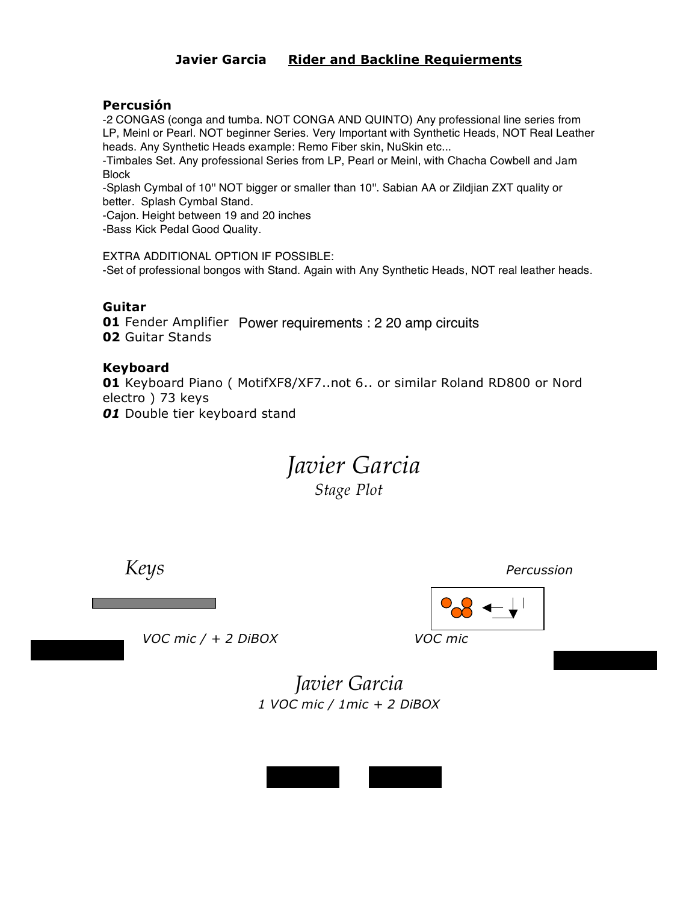# **Javier Garcia** <u>**Rider and Backline Requierments**</u>

### **Percusión**

-2 CONGAS (conga and tumba. NOT CONGA AND QUINTO) Any professional line series from LP, Meinl or Pearl. NOT beginner Series. Very Important with Synthetic Heads, NOT Real Leather heads. Any Synthetic Heads example: Remo Fiber skin, NuSkin etc...

-Timbales Set. Any professional Series from LP, Pearl or Meinl, with Chacha Cowbell and Jam Block

-Splash Cymbal of 10" NOT bigger or smaller than 10". Sabian AA or Zildjian ZXT quality or better. Splash Cymbal Stand.

-Cajon. Height between 19 and 20 inches

-Bass Kick Pedal Good Quality.

EXTRA ADDITIONAL OPTION IF POSSIBLE:

-Set of professional bongos with Stand. Again with Any Synthetic Heads, NOT real leather heads.

### **Guitar**

**01** Fender Amplifier Power requirements : 2 20 amp circuits

**02** Guitar Stands

### **Keyboard**

**01** Keyboard Piano ( MotifXF8/XF7..not 6.. or similar Roland RD800 or Nord electro ) 73 keys

***01*** Double tier keyboard stand

## *Javier Garcia*

*Stage Plot*

*Keys*

*Percussion*

*VOC mic / + 2 DiBOX*

*VOC mic*

*Javier Garcia*

*1 VOC mic / 1mic + 2 DiBOX*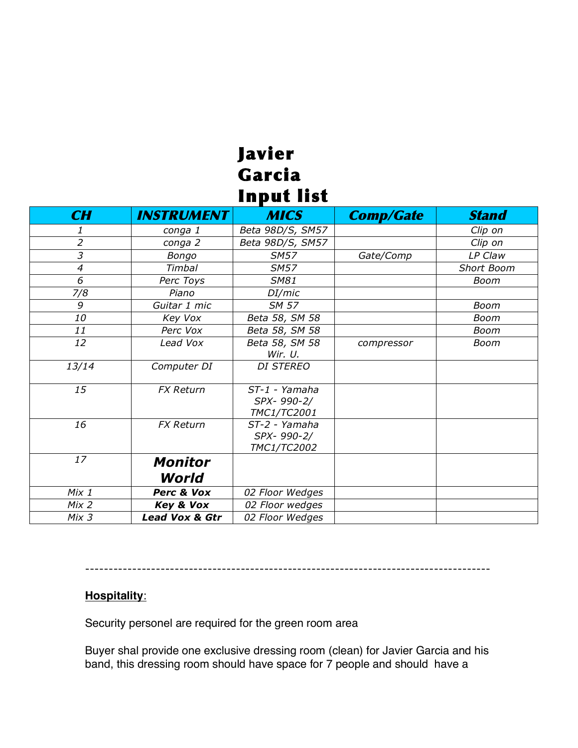# Javier Garcia Input list

| CH | INSTRUMENT | MICS | Comp/Gate | Stand |
|---|---|---|---|---|
| 1 | conga 1 | Beta 98D/S, SM57 | | Clip on |
| 2 | conga 2 | Beta 98D/S, SM57 | | Clip on |
| 3 | Bongo | SM57 | Gate/Comp | LP Claw |
| 4 | Timbal | SM57 | | Short Boom |
| 6 | Perc Toys | SM81 | | Boom |
| 7/8 | Piano | DI/mic | | |
| 9 | Guitar 1 mic | SM 57 | | Boom |
| 10 | Key Vox | Beta 58, SM 58 | | Boom |
| 11 | Perc Vox | Beta 58, SM 58 | | Boom |
| 12 | Lead Vox | Beta 58, SM 58 Wir. U. | compressor | Boom |
| 13/14 | Computer DI | DI STEREO | | |
| 15 | FX Return | ST-1 - Yamaha SPX- 990-2/ TMC1/TC2001 | | |
| 16 | FX Return | ST-2 - Yamaha SPX- 990-2/ TMC1/TC2002 | | |
| 17 | **Monitor World** | | | |
| Mix 1 | **Perc & Vox** | 02 Floor Wedges | | |
| Mix 2 | **Key & Vox** | 02 Floor wedges | | |
| Mix 3 | **Lead Vox & Gtr** | 02 Floor Wedges | | |

-----------------------------------------------------------------------------------

**Hospitality**:

Security personel are required for the green room area

Buyer shal provide one exclusive dressing room (clean) for Javier Garcia and his band, this dressing room should have space for 7 people and should have a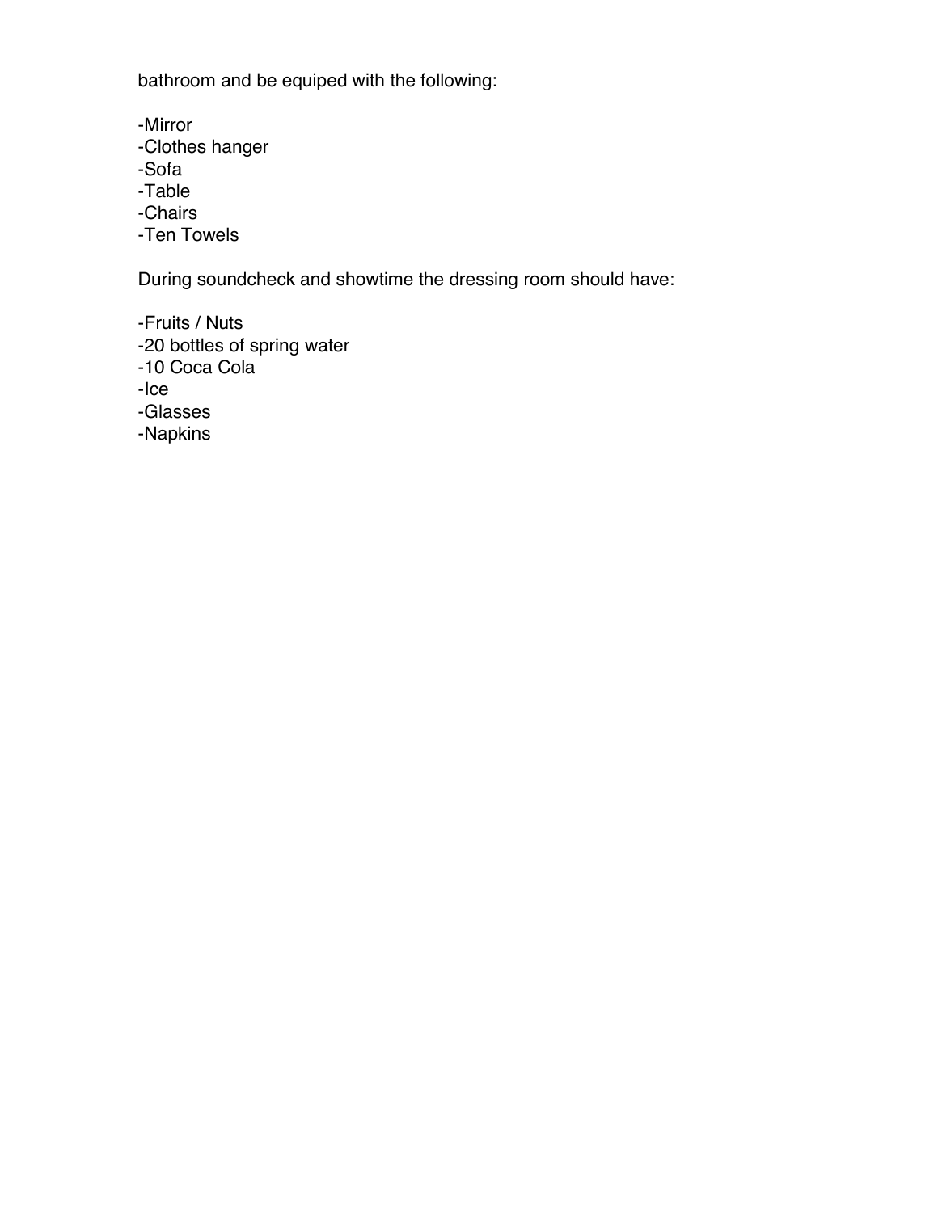bathroom and be equiped with the following:

-Mirror
-Clothes hanger
-Sofa
-Table
-Chairs
-Ten Towels

During soundcheck and showtime the dressing room should have:

-Fruits / Nuts
-20 bottles of spring water
-10 Coca Cola
-Ice
-Glasses
-Napkins